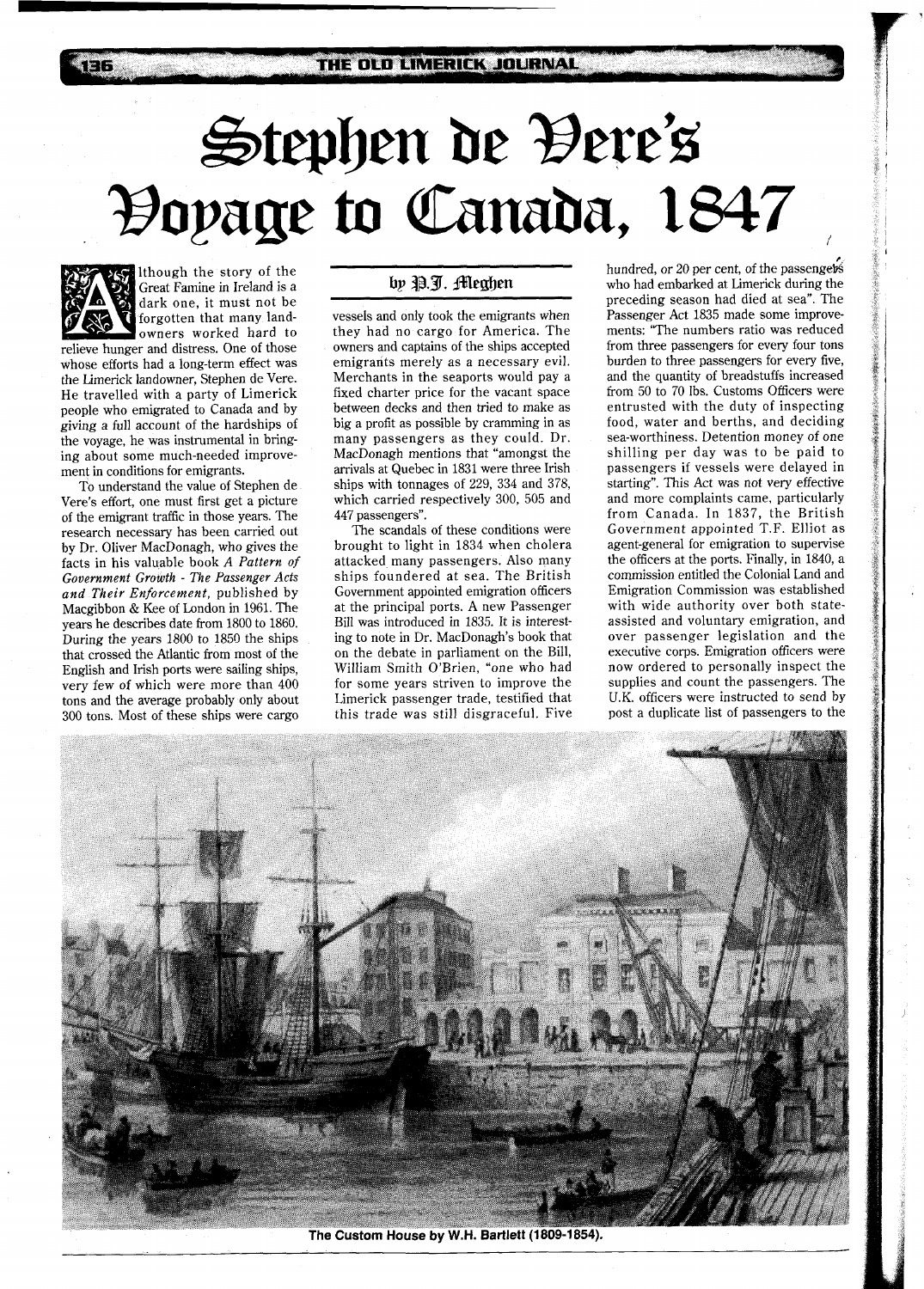# Stephen de Vere's Voyage to Canada, 1847

by P.J. Meghen

Although the story of the Great Famine in Ireland is a dark one, it must not be forgotten that many landowners worked hard to relieve hunger and distress. One of those whose efforts had a long-term effect was the Limerick landowner, Stephen de Vere. He travelled with a party of Limerick people who emigrated to Canada and by giving a full account of the hardships of the voyage, he was instrumental in bringing about some much-needed improvement in conditions for emigrants.

To understand the value of Stephen de Vere's effort, one must first get a picture of the emigrant traffic in those years. The research necessary has been carried out by Dr. Oliver MacDonagh, who gives the facts in his valuable book *A Pattern of Government Growth - The Passenger Acts and Their Enforcement*, published by Macgibbon & Kee of London in 1961. The years he describes date from 1800 to 1860. During the years 1800 to 1850 the ships that crossed the Atlantic from most of the English and Irish ports were sailing ships, very few of which were more than 400 tons and the average probably only about 300 tons. Most of these ships were cargo vessels and only took the emigrants when they had no cargo for America. The owners and captains of the ships accepted emigrants merely as a necessary evil. Merchants in the seaports would pay a fixed charter price for the vacant space between decks and then tried to make as big a profit as possible by cramming in as many passengers as they could. Dr. MacDonagh mentions that "amongst the arrivals at Quebec in 1831 were three Irish ships with tonnages of 229, 334 and 378, which carried respectively 300, 505 and 447 passengers".

The scandals of these conditions were brought to light in 1834 when cholera attacked many passengers. Also many ships foundered at sea. The British Government appointed emigration officers at the principal ports. A new Passenger Bill was introduced in 1835. It is interesting to note in Dr. MacDonagh's book that on the debate in parliament on the Bill, William Smith O'Brien, "one who had for some years striven to improve the Limerick passenger trade, testified that this trade was still disgraceful. Five hundred, or 20 per cent, of the passengers who had embarked at Limerick during the preceding season had died at sea". The Passenger Act 1835 made some improvements: "The numbers ratio was reduced from three passengers for every four tons burden to three passengers for every five, and the quantity of breadstuffs increased from 50 to 70 lbs. Customs Officers were entrusted with the duty of inspecting food, water and berths, and deciding sea-worthiness. Detention money of one shilling per day was to be paid to passengers if vessels were delayed in starting". This Act was not very effective and more complaints came, particularly from Canada. In 1837, the British Government appointed T.F. Elliot as agent-general for emigration to supervise the officers at the ports. Finally, in 1840, a commission entitled the Colonial Land and Emigration Commission was established with wide authority over both state-assisted and voluntary emigration, and over passenger legislation and the executive corps. Emigration officers were now ordered to personally inspect the supplies and count the passengers. The U.K. officers were instructed to send by post a duplicate list of passengers to the

The Custom House by W.H. Bartlett (1809-1854).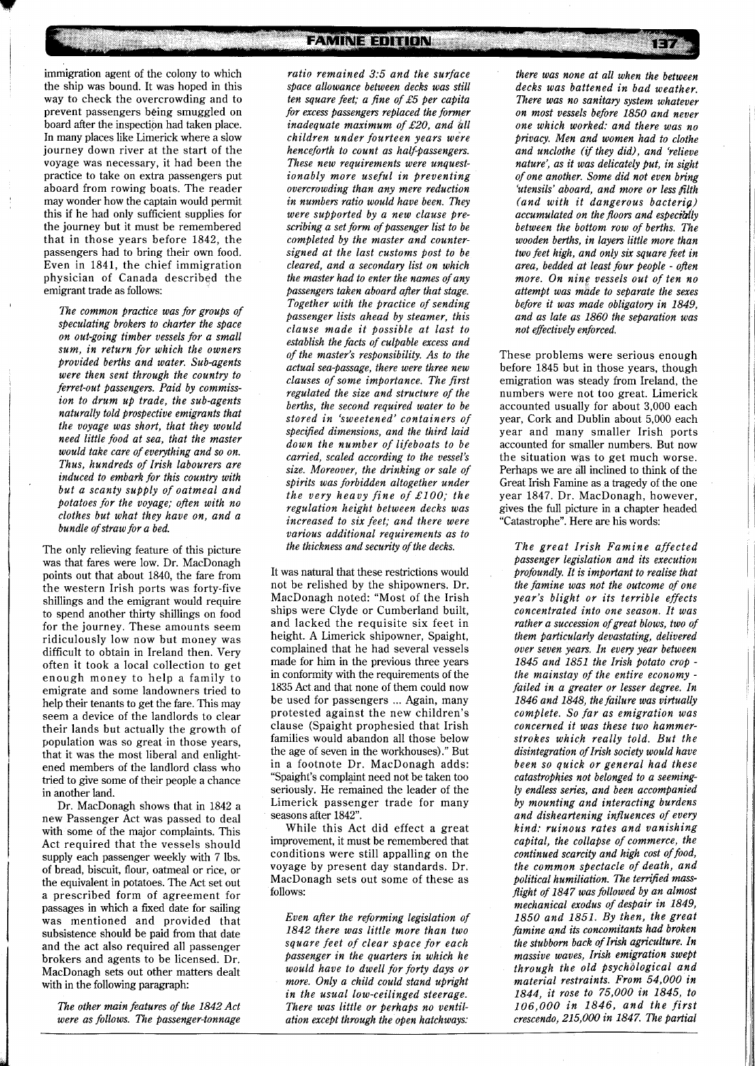immigration agent of the colony to which the ship was bound. It was hoped in this way to check the overcrowding and to prevent passengers being smuggled on board after the inspection had taken place. In many places like Limerick where a slow journey down river at the start of the voyage was necessary, it had been the practice to take on extra passengers put aboard from rowing boats. The reader may wonder how the captain would permit this if he had only sufficient supplies for the journey but it must be remembered that in those years before 1842, the passengers had to bring their own food. Even in 1841, the chief immigration physician of Canada described the emigrant trade as follows:

*The common practice was for groups of speculating brokers to charter the space on out-going timber vessels for a small sum, in return for which the owners provided berths and water. Sub-agents were then sent through the country to ferret-out passengers. Paid by commission to drum up trade, the sub-agents naturally told prospective emigrants that the voyage was short, that they would need little food at sea, that the master would take care of everything and so on. Thus, hundreds of Irish labourers are induced to embark for this country with but a scanty supply of oatmeal and potatoes for the voyage; often with no clothes but what they have on, and a bundle of straw for a bed.*

The only relieving feature of this picture was that fares were low. Dr. MacDonagh points out that about 1840, the fare from the western Irish ports was forty-five shillings and the emigrant would require to spend another thirty shillings on food for the journey. These amounts seem ridiculously low now but money was difficult to obtain in Ireland then. Very often it took a local collection to get enough money to help a family to emigrate and some landowners tried to help their tenants to get the fare. This may seem a device of the landlords to clear their lands but actually the growth of population was so great in those years, that it was the most liberal and enlightened members of the landlord class who tried to give some of their people a chance in another land.

Dr. MacDonagh shows that in 1842 a new Passenger Act was passed to deal with some of the major complaints. This Act required that the vessels should supply each passenger weekly with 7 lbs. of bread, biscuit, flour, oatmeal or rice, or the equivalent in potatoes. The Act set out a prescribed form of agreement for passages in which a fixed date for sailing was mentioned and provided that subsistence should be paid from that date and the act also required all passenger brokers and agents to be licensed. Dr. MacDonagh sets out other matters dealt with in the following paragraph:

*The other main features of the 1842 Act were as follows. The passenger-tonnage ratio remained 3:5 and the surface space allowance between decks was still ten square feet; a fine of £5 per capita for excess passengers replaced the former inadequate maximum of £20, and all children under fourteen years were henceforth to count as half-passengers. These new requirements were unquestionably more useful in preventing overcrowding than any mere reduction in numbers ratio would have been. They were supported by a new clause prescribing a set form of passenger list to be completed by the master and countersigned at the last customs post to be cleared, and a secondary list on which the master had to enter the names of any passengers taken aboard after that stage. Together with the practice of sending passenger lists ahead by steamer, this clause made it possible at last to establish the facts of culpable excess and of the master's responsibility. As to the actual sea-passage, there were three new clauses of some importance. The first regulated the size and structure of the berths, the second required water to be stored in 'sweetened' containers of specified dimensions, and the third laid down the number of lifeboats to be carried, scaled according to the vessel's size. Moreover, the drinking or sale of spirits was forbidden altogether under the very heavy fine of £100; the regulation height between decks was increased to six feet; and there were various additional requirements as to the thickness and security of the decks.*

It was natural that these restrictions would not be relished by the shipowners. Dr. MacDonagh noted: "Most of the Irish ships were Clyde or Cumberland built, and lacked the requisite six feet in height. A Limerick shipowner, Spaight, complained that he had several vessels made for him in the previous three years in conformity with the requirements of the 1835 Act and that none of them could now be used for passengers ... Again, many protested against the new children's clause (Spaight prophesied that Irish families would abandon all those below the age of seven in the workhouses)." But in a footnote Dr. MacDonagh adds: "Spaight's complaint need not be taken too seriously. He remained the leader of the Limerick passenger trade for many seasons after 1842".

While this Act did effect a great improvement, it must be remembered that conditions were still appalling on the voyage by present day standards. Dr. MacDonagh sets out some of these as follows:

*Even after the reforming legislation of 1842 there was little more than two square feet of clear space for each passenger in the quarters in which he would have to dwell for forty days or more. Only a child could stand upright in the usual low-ceilinged steerage. There was little or perhaps no ventilation except through the open hatchways: there was none at all when the between decks was battened in bad weather. There was no sanitary system whatever on most vessels before 1850 and never one which worked: and there was no privacy. Men and women had to clothe and unclothe (if they did), and 'relieve nature', as it was delicately put, in sight of one another. Some did not even bring 'utensils' aboard, and more or less filth (and with it dangerous bacteria) accumulated on the floors and especially between the bottom row of berths. The wooden berths, in layers little more than two feet high, and only six square feet in area, bedded at least four people - often more. On nine vessels out of ten no attempt was made to separate the sexes before it was made obligatory in 1849, and as late as 1860 the separation was not effectively enforced.*

These problems were serious enough before 1845 but in those years, though emigration was steady from Ireland, the numbers were not too great. Limerick accounted usually for about 3,000 each year, Cork and Dublin about 5,000 each year and many smaller Irish ports accounted for smaller numbers. But now the situation was to get much worse. Perhaps we are all inclined to think of the Great Irish Famine as a tragedy of the one year 1847. Dr. MacDonagh, however, gives the full picture in a chapter headed "Catastrophe". Here are his words:

*The great Irish Famine affected passenger legislation and its execution profoundly. It is important to realise that the famine was not the outcome of one year's blight or its terrible effects concentrated into one season. It was rather a succession of great blows, two of them particularly devastating, delivered over seven years. In every year between 1845 and 1851 the Irish potato crop - the mainstay of the entire economy - failed in a greater or lesser degree. In 1846 and 1848, the failure was virtually complete. So far as emigration was concerned it was these two hammer-strokes which really told. But the disintegration of Irish society would have been so quick or general had these catastrophies not belonged to a seemingly endless series, and been accompanied by mounting and interacting burdens and disheartening influences of every kind: ruinous rates and vanishing capital, the collapse of commerce, the continued scarcity and high cost of food, the common spectacle of death, and political humiliation. The terrified mass-flight of 1847 was followed by an almost mechanical exodus of despair in 1849, 1850 and 1851. By then, the great famine and its concomitants had broken the stubborn back of Irish agriculture. In massive waves, Irish emigration swept through the old psychological and material restraints. From 54,000 in 1844, it rose to 75,000 in 1845, to 106,000 in 1846, and the first crescendo, 215,000 in 1847. The partial*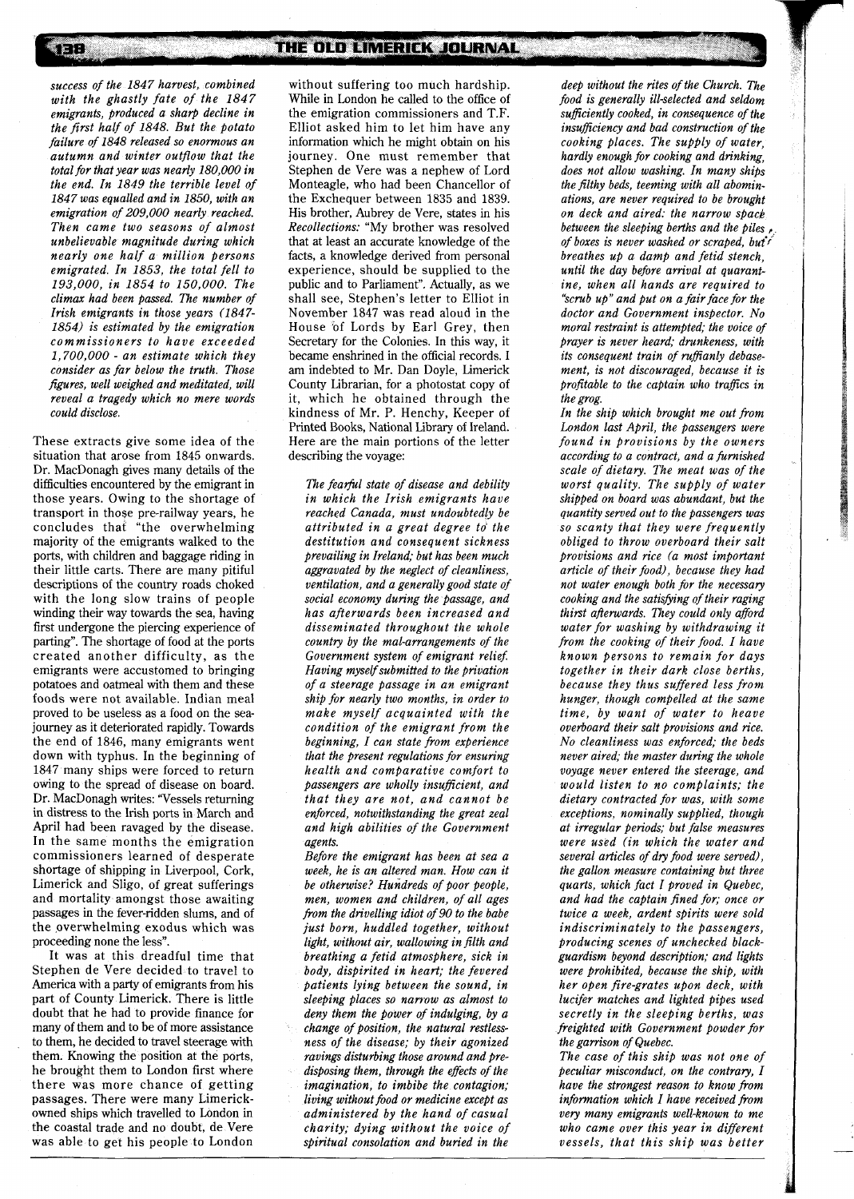*success of the 1847 harvest, combined with the ghastly fate of the 1847 emigrants, produced a sharp decline in the first half of 1848. But the potato failure of 1848 released so enormous an autumn and winter outflow that the total for that year was nearly 180,000 in the end. In 1849 the terrible level of 1847 was equalled and in 1850, with an emigration of 209,000 nearly reached. Then came two seasons of almost unbelievable magnitude during which nearly one half a million persons emigrated. In 1853, the total fell to 193,000, in 1854 to 150,000. The climax had been passed. The number of Irish emigrants in those years (1847-1854) is estimated by the emigration commissioners to have exceeded 1,700,000 - an estimate which they consider as far below the truth. Those figures, well weighed and meditated, will reveal a tragedy which no mere words could disclose.*

These extracts give some idea of the situation that arose from 1845 onwards. Dr. MacDonagh gives many details of the difficulties encountered by the emigrant in those years. Owing to the shortage of transport in those pre-railway years, he concludes that "the overwhelming majority of the emigrants walked to the ports, with children and baggage riding in their little carts. There are many pitiful descriptions of the country roads choked with the long slow trains of people winding their way towards the sea, having first undergone the piercing experience of parting". The shortage of food at the ports created another difficulty, as the emigrants were accustomed to bringing potatoes and oatmeal with them and these foods were not available. Indian meal proved to be useless as a food on the sea-journey as it deteriorated rapidly. Towards the end of 1846, many emigrants went down with typhus. In the beginning of 1847 many ships were forced to return owing to the spread of disease on board. Dr. MacDonagh writes: "Vessels returning in distress to the Irish ports in March and April had been ravaged by the disease. In the same months the emigration commissioners learned of desperate shortage of shipping in Liverpool, Cork, Limerick and Sligo, of great sufferings and mortality amongst those awaiting passages in the fever-ridden slums, and of the overwhelming exodus which was proceeding none the less".

It was at this dreadful time that Stephen de Vere decided to travel to America with a party of emigrants from his part of County Limerick. There is little doubt that he had to provide finance for many of them and to be of more assistance to them, he decided to travel steerage with them. Knowing the position at the ports, he brought them to London first where there was more chance of getting passages. There were many Limerick-owned ships which travelled to London in the coastal trade and no doubt, de Vere was able to get his people to London without suffering too much hardship. While in London he called to the office of the emigration commissioners and T.F. Elliot asked him to let him have any information which he might obtain on his journey. One must remember that Stephen de Vere was a nephew of Lord Monteagle, who had been Chancellor of the Exchequer between 1835 and 1839. His brother, Aubrey de Vere, states in his *Recollections:* "My brother was resolved that at least an accurate knowledge of the facts, a knowledge derived from personal experience, should be supplied to the public and to Parliament". Actually, as we shall see, Stephen's letter to Elliot in November 1847 was read aloud in the House of Lords by Earl Grey, then Secretary for the Colonies. In this way, it became enshrined in the official records. I am indebted to Mr. Dan Doyle, Limerick County Librarian, for a photostat copy of it, which he obtained through the kindness of Mr. P. Henchy, Keeper of Printed Books, National Library of Ireland. Here are the main portions of the letter describing the voyage:

*The fearful state of disease and debility in which the Irish emigrants have reached Canada, must undoubtedly be attributed in a great degree to the destitution and consequent sickness prevailing in Ireland; but has been much aggravated by the neglect of cleanliness, ventilation, and a generally good state of social economy during the passage, and has afterwards been increased and disseminated throughout the whole country by the mal-arrangements of the Government system of emigrant relief. Having myself submitted to the privation of a steerage passage in an emigrant ship for nearly two months, in order to make myself acquainted with the condition of the emigrant from the beginning, I can state from experience that the present regulations for ensuring health and comparative comfort to passengers are wholly insufficient, and that they are not, and cannot be enforced, notwithstanding the great zeal and high abilities of the Government agents.*

*Before the emigrant has been at sea a week, he is an altered man. How can it be otherwise? Hundreds of poor people, men, women and children, of all ages from the drivelling idiot of 90 to the babe just born, huddled together, without light, without air, wallowing in filth and breathing a fetid atmosphere, sick in body, dispirited in heart; the fevered patients lying between the sound, in sleeping places so narrow as almost to deny them the power of indulging, by a change of position, the natural restlessness of the disease; by their agonized ravings disturbing those around and predisposing them, through the effects of the imagination, to imbibe the contagion; living without food or medicine except as administered by the hand of casual charity; dying without the voice of spiritual consolation and buried in the deep without the rites of the Church. The food is generally ill-selected and seldom sufficiently cooked, in consequence of the insufficiency and bad construction of the cooking places. The supply of water, hardly enough for cooking and drinking, does not allow washing. In many ships the filthy beds, teeming with all abominations, are never required to be brought on deck and aired: the narrow space between the sleeping berths and the piles of boxes is never washed or scraped, but breathes up a damp and fetid stench, until the day before arrival at quarantine, when all hands are required to "scrub up" and put on a fair face for the doctor and Government inspector. No moral restraint is attempted; the voice of prayer is never heard; drunkeness, with its consequent train of ruffianly debasement, is not discouraged, because it is profitable to the captain who traffics in the grog.*

*In the ship which brought me out from London last April, the passengers were found in provisions by the owners according to a contract, and a furnished scale of dietary. The meat was of the worst quality. The supply of water shipped on board was abundant, but the quantity served out to the passengers was so scanty that they were frequently obliged to throw overboard their salt provisions and rice (a most important article of their food), because they had not water enough both for the necessary cooking and the satisfying of their raging thirst afterwards. They could only afford water for washing by withdrawing it from the cooking of their food. I have known persons to remain for days together in their dark close berths, because they thus suffered less from hunger, though compelled at the same time, by want of water to heave overboard their salt provisions and rice. No cleanliness was enforced; the beds never aired; the master during the whole voyage never entered the steerage, and would listen to no complaints; the dietary contracted for was, with some exceptions, nominally supplied, though at irregular periods; but false measures were used (in which the water and several articles of dry food were served), the gallon measure containing but three quarts, which fact I proved in Quebec, and had the captain fined for; once or twice a week, ardent spirits were sold indiscriminately to the passengers, producing scenes of unchecked blackguardism beyond description; and lights were prohibited, because the ship, with her open fire-grates upon deck, with lucifer matches and lighted pipes used secretly in the sleeping berths, was freighted with Government powder for the garrison of Quebec.*

*The case of this ship was not one of peculiar misconduct, on the contrary, I have the strongest reason to know from information which I have received from very many emigrants well-known to me who came over this year in different vessels, that this ship was better*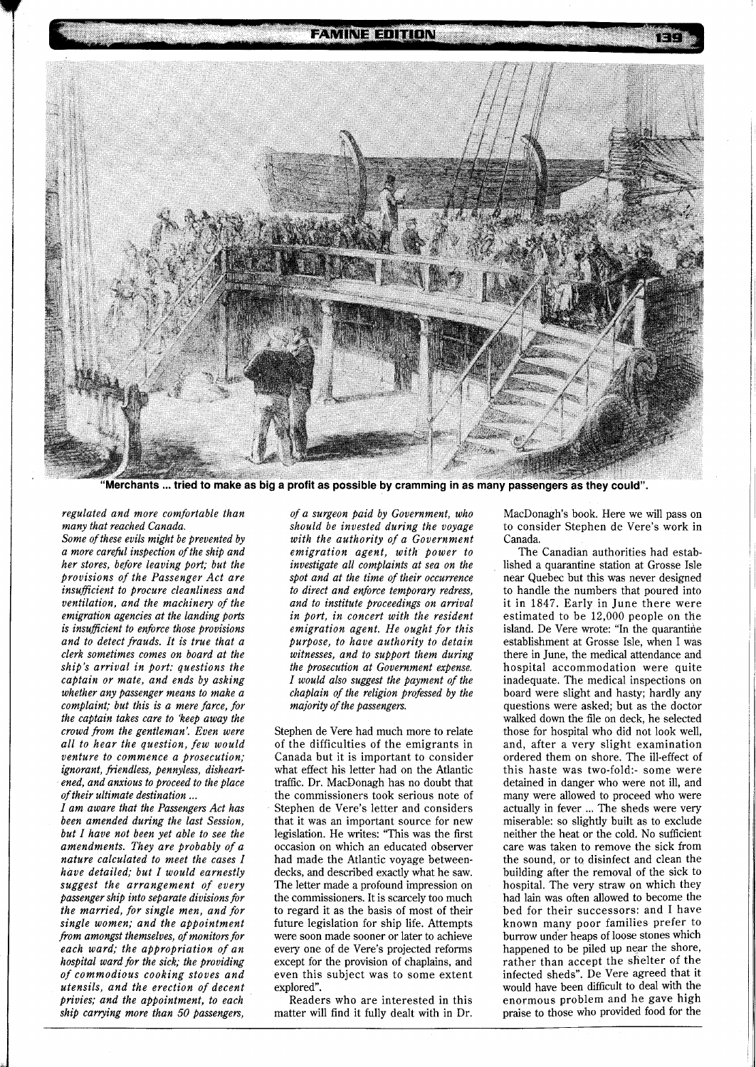"Merchants ... tried to make as big a profit as possible by cramming in as many passengers as they could".

*regulated and more comfortable than many that reached Canada.*

*Some of these evils might be prevented by a more careful inspection of the ship and her stores, before leaving port; but the provisions of the Passenger Act are insufficient to procure cleanliness and ventilation, and the machinery of the emigration agencies at the landing ports is insufficient to enforce those provisions and to detect frauds. It is true that a clerk sometimes comes on board at the ship's arrival in port: questions the captain or mate, and ends by asking whether any passenger means to make a complaint; but this is a mere farce, for the captain takes care to 'keep away the crowd from the gentleman'. Even were all to hear the question, few would venture to commence a prosecution; ignorant, friendless, pennyless, disheartened, and anxious to proceed to the place of their ultimate destination ...*

*I am aware that the Passengers Act has been amended during the last Session, but I have not been yet able to see the amendments. They are probably of a nature calculated to meet the cases I have detailed; but I would earnestly suggest the arrangement of every passenger ship into separate divisions for the married, for single men, and for single women; and the appointment from amongst themselves, of monitors for each ward; the appropriation of an hospital ward for the sick; the providing of commodious cooking stoves and utensils, and the erection of decent privies; and the appointment, to each ship carrying more than 50 passengers, of a surgeon paid by Government, who should be invested during the voyage with the authority of a Government emigration agent, with power to investigate all complaints at sea on the spot and at the time of their occurrence to direct and enforce temporary redress, and to institute proceedings on arrival in port, in concert with the resident emigration agent. He ought for this purpose, to have authority to detain witnesses, and to support them during the prosecution at Government expense. I would also suggest the payment of the chaplain of the religion professed by the majority of the passengers.*

Stephen de Vere had much more to relate of the difficulties of the emigrants in Canada but it is important to consider what effect his letter had on the Atlantic traffic. Dr. MacDonagh has no doubt that the commissioners took serious note of Stephen de Vere's letter and considers that it was an important source for new legislation. He writes: "This was the first occasion on which an educated observer had made the Atlantic voyage between-decks, and described exactly what he saw. The letter made a profound impression on the commissioners. It is scarcely too much to regard it as the basis of most of their future legislation for ship life. Attempts were soon made sooner or later to achieve every one of de Vere's projected reforms except for the provision of chaplains, and even this subject was to some extent explored".

Readers who are interested in this matter will find it fully dealt with in Dr. MacDonagh's book. Here we will pass on to consider Stephen de Vere's work in Canada.

The Canadian authorities had established a quarantine station at Grosse Isle near Quebec but this was never designed to handle the numbers that poured into it in 1847. Early in June there were estimated to be 12,000 people on the island. De Vere wrote: "In the quarantine establishment at Grosse Isle, when I was there in June, the medical attendance and hospital accommodation were quite inadequate. The medical inspections on board were slight and hasty; hardly any questions were asked; but as the doctor walked down the file on deck, he selected those for hospital who did not look well, and, after a very slight examination ordered them on shore. The ill-effect of this haste was two-fold:- some were detained in danger who were not ill, and many were allowed to proceed who were actually in fever ... The sheds were very miserable: so slightly built as to exclude neither the heat or the cold. No sufficient care was taken to remove the sick from the sound, or to disinfect and clean the building after the removal of the sick to hospital. The very straw on which they had lain was often allowed to become the bed for their successors: and I have known many poor families prefer to burrow under heaps of loose stones which happened to be piled up near the shore, rather than accept the shelter of the infected sheds". De Vere agreed that it would have been difficult to deal with the enormous problem and he gave high praise to those who provided food for the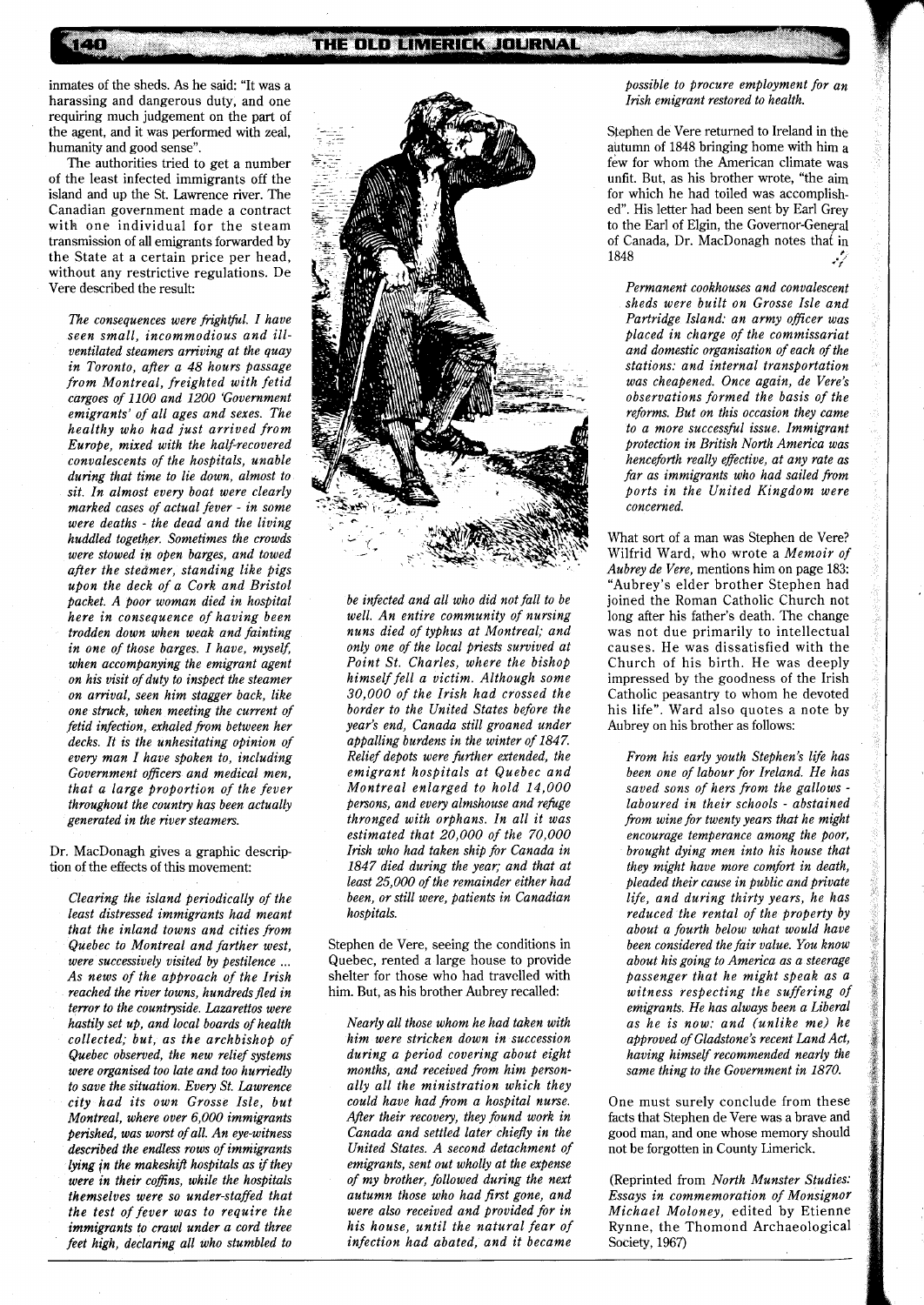inmates of the sheds. As he said: "It was a harassing and dangerous duty, and one requiring much judgement on the part of the agent, and it was performed with zeal, humanity and good sense".

The authorities tried to get a number of the least infected immigrants off the island and up the St. Lawrence river. The Canadian government made a contract with one individual for the steam transmission of all emigrants forwarded by the State at a certain price per head, without any restrictive regulations. De Vere described the result:

> *The consequences were frightful. I have seen small, incommodious and ill-ventilated steamers arriving at the quay in Toronto, after a 48 hours passage from Montreal, freighted with fetid cargoes of 1100 and 1200 'Government emigrants' of all ages and sexes. The healthy who had just arrived from Europe, mixed with the half-recovered convalescents of the hospitals, unable during that time to lie down, almost to sit. In almost every boat were clearly marked cases of actual fever - in some were deaths - the dead and the living huddled together. Sometimes the crowds were stowed in open barges, and towed after the steamer, standing like pigs upon the deck of a Cork and Bristol packet. A poor woman died in hospital here in consequence of having been trodden down when weak and fainting in one of those barges. I have, myself, when accompanying the emigrant agent on his visit of duty to inspect the steamer on arrival, seen him stagger back, like one struck, when meeting the current of fetid infection, exhaled from between her decks. It is the unhesitating opinion of every man I have spoken to, including Government officers and medical men, that a large proportion of the fever throughout the country has been actually generated in the river steamers.*

Dr. MacDonagh gives a graphic description of the effects of this movement:

> *Clearing the island periodically of the least distressed immigrants had meant that the inland towns and cities from Quebec to Montreal and farther west, were successively visited by pestilence ... As news of the approach of the Irish reached the river towns, hundreds fled in terror to the countryside. Lazarettos were hastily set up, and local boards of health collected; but, as the archbishop of Quebec observed, the new relief systems were organised too late and too hurriedly to save the situation. Every St. Lawrence city had its own Grosse Isle, but Montreal, where over 6,000 immigrants perished, was worst of all. An eye-witness described the endless rows of immigrants lying in the makeshift hospitals as if they were in their coffins, while the hospitals themselves were so under-staffed that the test of fever was to require the immigrants to crawl under a cord three feet high, declaring all who stumbled to be infected and all who did not fall to be well. An entire community of nursing nuns died of typhus at Montreal; and only one of the local priests survived at Point St. Charles, where the bishop himself fell a victim. Although some 30,000 of the Irish had crossed the border to the United States before the year's end, Canada still groaned under appalling burdens in the winter of 1847. Relief depots were further extended, the emigrant hospitals at Quebec and Montreal enlarged to hold 14,000 persons, and every almshouse and refuge thronged with orphans. In all it was estimated that 20,000 of the 70,000 Irish who had taken ship for Canada in 1847 died during the year; and that at least 25,000 of the remainder either had been, or still were, patients in Canadian hospitals.*

Stephen de Vere, seeing the conditions in Quebec, rented a large house to provide shelter for those who had travelled with him. But, as his brother Aubrey recalled:

> *Nearly all those whom he had taken with him were stricken down in succession during a period covering about eight months, and received from him personally all the ministration which they could have had from a hospital nurse. After their recovery, they found work in Canada and settled later chiefly in the United States. A second detachment of emigrants, sent out wholly at the expense of my brother, followed during the next autumn those who had first gone, and were also received and provided for in his house, until the natural fear of infection had abated, and it became possible to procure employment for an Irish emigrant restored to health.*

Stephen de Vere returned to Ireland in the autumn of 1848 bringing home with him a few for whom the American climate was unfit. But, as his brother wrote, "the aim for which he had toiled was accomplished". His letter had been sent by Earl Grey to the Earl of Elgin, the Governor-General of Canada, Dr. MacDonagh notes that in 1848

> *Permanent cookhouses and convalescent sheds were built on Grosse Isle and Partridge Island: an army officer was placed in charge of the commissariat and domestic organisation of each of the stations: and internal transportation was cheapened. Once again, de Vere's observations formed the basis of the reforms. But on this occasion they came to a more successful issue. Immigrant protection in British North America was henceforth really effective, at any rate as far as immigrants who had sailed from ports in the United Kingdom were concerned.*

What sort of a man was Stephen de Vere? Wilfrid Ward, who wrote a *Memoir of Aubrey de Vere*, mentions him on page 183: "Aubrey's elder brother Stephen had joined the Roman Catholic Church not long after his father's death. The change was not due primarily to intellectual causes. He was dissatisfied with the Church of his birth. He was deeply impressed by the goodness of the Irish Catholic peasantry to whom he devoted his life". Ward also quotes a note by Aubrey on his brother as follows:

> *From his early youth Stephen's life has been one of labour for Ireland. He has saved sons of hers from the gallows - laboured in their schools - abstained from wine for twenty years that he might encourage temperance among the poor, brought dying men into his house that they might have more comfort in death, pleaded their cause in public and private life, and during thirty years, he has reduced the rental of the property by about a fourth below what would have been considered the fair value. You know about his going to America as a steerage passenger that he might speak as a witness respecting the suffering of emigrants. He has always been a Liberal as he is now: and (unlike me) he approved of Gladstone's recent Land Act, having himself recommended nearly the same thing to the Government in 1870.*

One must surely conclude from these facts that Stephen de Vere was a brave and good man, and one whose memory should not be forgotten in County Limerick.

(Reprinted from *North Munster Studies: Essays in commemoration of Monsignor Michael Moloney*, edited by Etienne Rynne, the Thomond Archaeological Society, 1967)